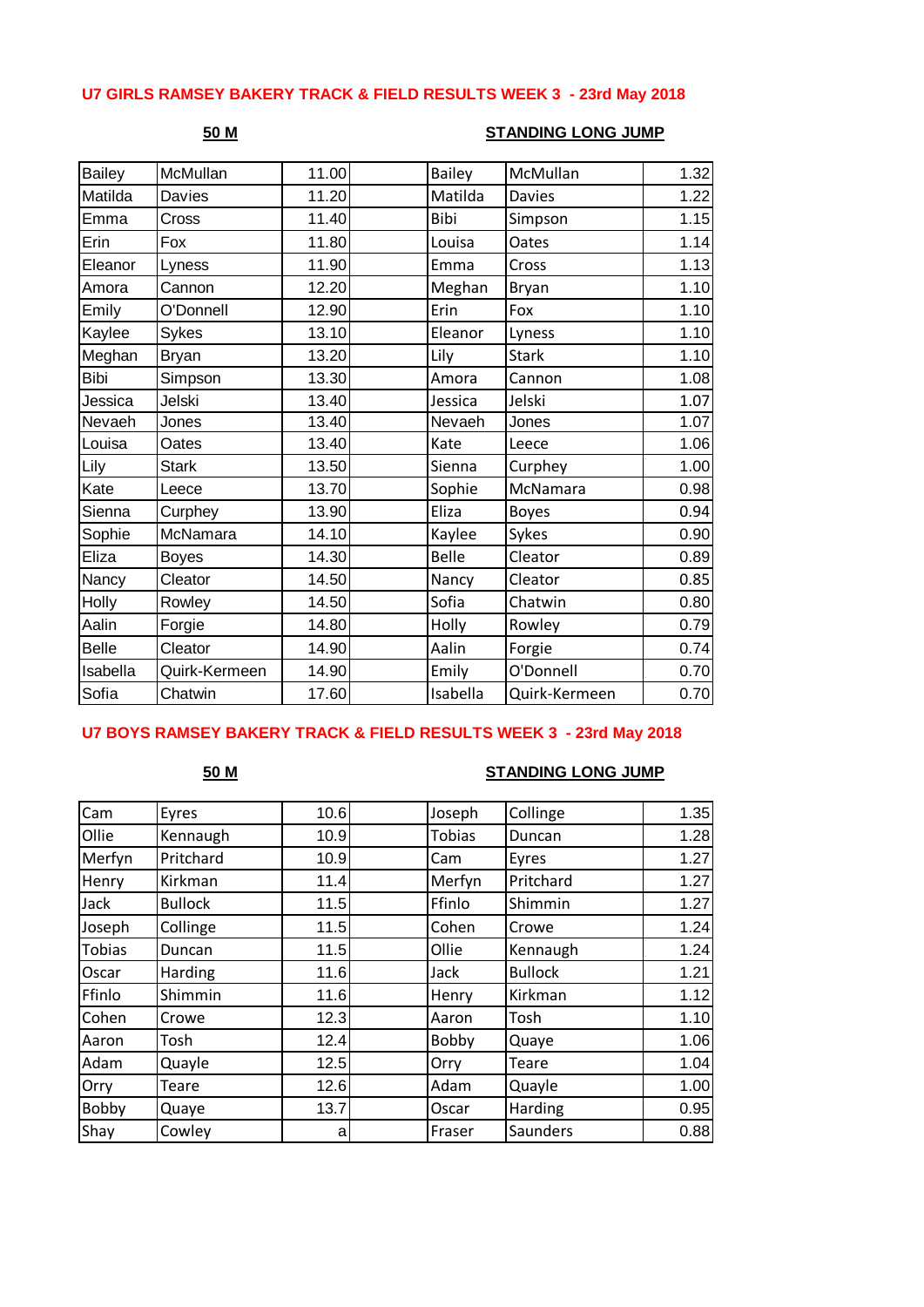# U7 GIRLS RAMSEY BAKERY TRACK & FIELD RESULTS WEEK 3 - 23rd May 2018

| 50 M | | | STANDING LONG JUMP | | |
|---|---|---|---|---|---|
| Bailey | McMullan | 11.00 | Bailey | McMullan | 1.32 |
| Matilda | Davies | 11.20 | Matilda | Davies | 1.22 |
| Emma | Cross | 11.40 | Bibi | Simpson | 1.15 |
| Erin | Fox | 11.80 | Louisa | Oates | 1.14 |
| Eleanor | Lyness | 11.90 | Emma | Cross | 1.13 |
| Amora | Cannon | 12.20 | Meghan | Bryan | 1.10 |
| Emily | O'Donnell | 12.90 | Erin | Fox | 1.10 |
| Kaylee | Sykes | 13.10 | Eleanor | Lyness | 1.10 |
| Meghan | Bryan | 13.20 | Lily | Stark | 1.10 |
| Bibi | Simpson | 13.30 | Amora | Cannon | 1.08 |
| Jessica | Jelski | 13.40 | Jessica | Jelski | 1.07 |
| Nevaeh | Jones | 13.40 | Nevaeh | Jones | 1.07 |
| Louisa | Oates | 13.40 | Kate | Leece | 1.06 |
| Lily | Stark | 13.50 | Sienna | Curphey | 1.00 |
| Kate | Leece | 13.70 | Sophie | McNamara | 0.98 |
| Sienna | Curphey | 13.90 | Eliza | Boyes | 0.94 |
| Sophie | McNamara | 14.10 | Kaylee | Sykes | 0.90 |
| Eliza | Boyes | 14.30 | Belle | Cleator | 0.89 |
| Nancy | Cleator | 14.50 | Nancy | Cleator | 0.85 |
| Holly | Rowley | 14.50 | Sofia | Chatwin | 0.80 |
| Aalin | Forgie | 14.80 | Holly | Rowley | 0.79 |
| Belle | Cleator | 14.90 | Aalin | Forgie | 0.74 |
| Isabella | Quirk-Kermeen | 14.90 | Emily | O'Donnell | 0.70 |
| Sofia | Chatwin | 17.60 | Isabella | Quirk-Kermeen | 0.70 |

# U7 BOYS RAMSEY BAKERY TRACK & FIELD RESULTS WEEK 3 - 23rd May 2018

| 50 M | | | STANDING LONG JUMP | | |
|---|---|---|---|---|---|
| Cam | Eyres | 10.6 | Joseph | Collinge | 1.35 |
| Ollie | Kennaugh | 10.9 | Tobias | Duncan | 1.28 |
| Merfyn | Pritchard | 10.9 | Cam | Eyres | 1.27 |
| Henry | Kirkman | 11.4 | Merfyn | Pritchard | 1.27 |
| Jack | Bullock | 11.5 | Ffinlo | Shimmin | 1.27 |
| Joseph | Collinge | 11.5 | Cohen | Crowe | 1.24 |
| Tobias | Duncan | 11.5 | Ollie | Kennaugh | 1.24 |
| Oscar | Harding | 11.6 | Jack | Bullock | 1.21 |
| Ffinlo | Shimmin | 11.6 | Henry | Kirkman | 1.12 |
| Cohen | Crowe | 12.3 | Aaron | Tosh | 1.10 |
| Aaron | Tosh | 12.4 | Bobby | Quaye | 1.06 |
| Adam | Quayle | 12.5 | Orry | Teare | 1.04 |
| Orry | Teare | 12.6 | Adam | Quayle | 1.00 |
| Bobby | Quaye | 13.7 | Oscar | Harding | 0.95 |
| Shay | Cowley | a | Fraser | Saunders | 0.88 |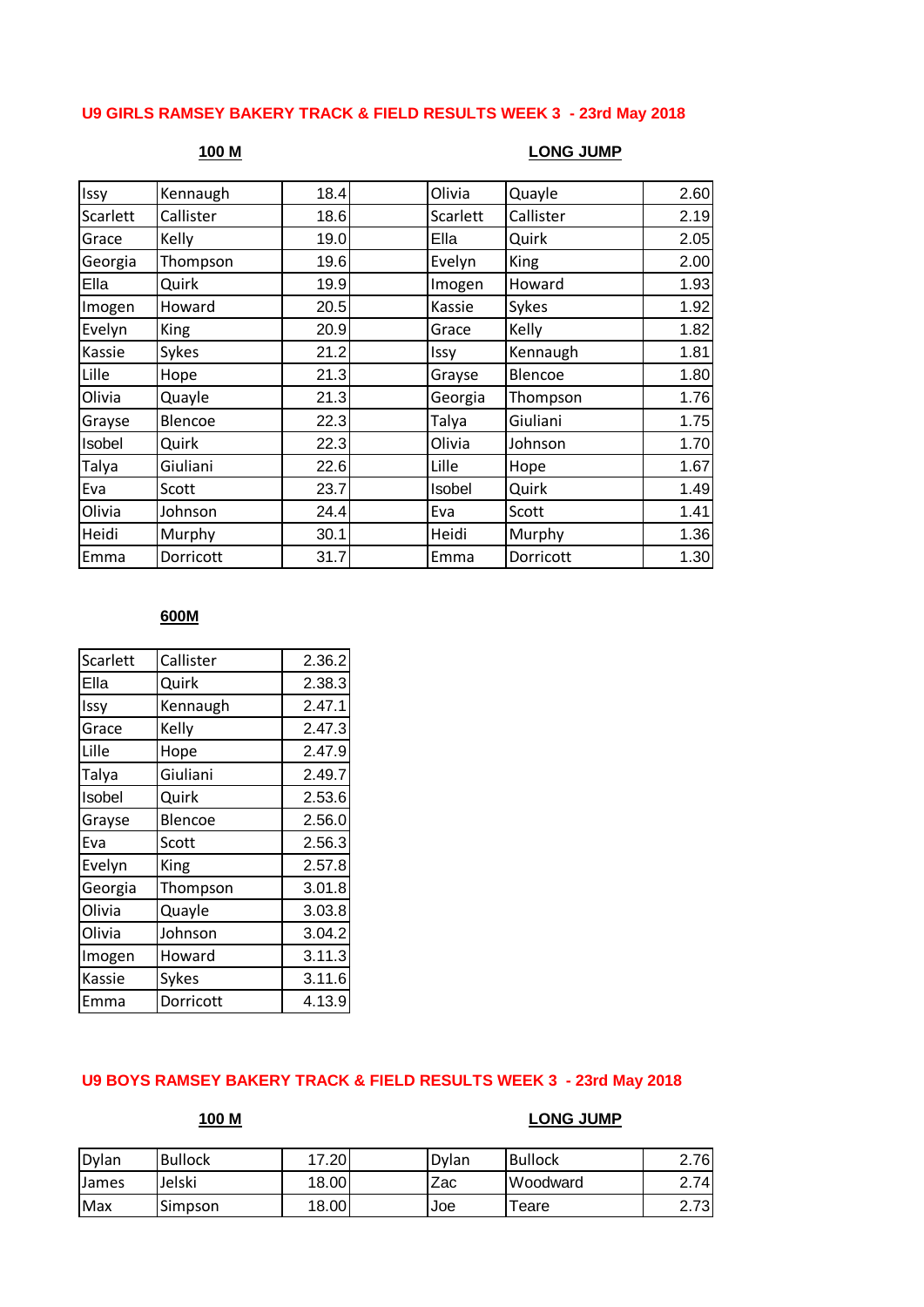## U9 GIRLS RAMSEY BAKERY TRACK & FIELD RESULTS WEEK 3 - 23rd May 2018

### 100 M

| First Name | Surname | Time |
|---|---|---|
| Issy | Kennaugh | 18.4 |
| Scarlett | Callister | 18.6 |
| Grace | Kelly | 19.0 |
| Georgia | Thompson | 19.6 |
| Ella | Quirk | 19.9 |
| Imogen | Howard | 20.5 |
| Evelyn | King | 20.9 |
| Kassie | Sykes | 21.2 |
| Lille | Hope | 21.3 |
| Olivia | Quayle | 21.3 |
| Grayse | Blencoe | 22.3 |
| Isobel | Quirk | 22.3 |
| Talya | Giuliani | 22.6 |
| Eva | Scott | 23.7 |
| Olivia | Johnson | 24.4 |
| Heidi | Murphy | 30.1 |
| Emma | Dorricott | 31.7 |

### LONG JUMP

| First Name | Surname | Distance |
|---|---|---|
| Olivia | Quayle | 2.60 |
| Scarlett | Callister | 2.19 |
| Ella | Quirk | 2.05 |
| Evelyn | King | 2.00 |
| Imogen | Howard | 1.93 |
| Kassie | Sykes | 1.92 |
| Grace | Kelly | 1.82 |
| Issy | Kennaugh | 1.81 |
| Grayse | Blencoe | 1.80 |
| Georgia | Thompson | 1.76 |
| Talya | Giuliani | 1.75 |
| Olivia | Johnson | 1.70 |
| Lille | Hope | 1.67 |
| Isobel | Quirk | 1.49 |
| Eva | Scott | 1.41 |
| Heidi | Murphy | 1.36 |
| Emma | Dorricott | 1.30 |

### 600M

| First Name | Surname | Time |
|---|---|---|
| Scarlett | Callister | 2.36.2 |
| Ella | Quirk | 2.38.3 |
| Issy | Kennaugh | 2.47.1 |
| Grace | Kelly | 2.47.3 |
| Lille | Hope | 2.47.9 |
| Talya | Giuliani | 2.49.7 |
| Isobel | Quirk | 2.53.6 |
| Grayse | Blencoe | 2.56.0 |
| Eva | Scott | 2.56.3 |
| Evelyn | King | 2.57.8 |
| Georgia | Thompson | 3.01.8 |
| Olivia | Quayle | 3.03.8 |
| Olivia | Johnson | 3.04.2 |
| Imogen | Howard | 3.11.3 |
| Kassie | Sykes | 3.11.6 |
| Emma | Dorricott | 4.13.9 |

## U9 BOYS RAMSEY BAKERY TRACK & FIELD RESULTS WEEK 3 - 23rd May 2018

### 100 M

| First Name | Surname | Time |
|---|---|---|
| Dylan | Bullock | 17.20 |
| James | Jelski | 18.00 |
| Max | Simpson | 18.00 |

### LONG JUMP

| First Name | Surname | Distance |
|---|---|---|
| Dylan | Bullock | 2.76 |
| Zac | Woodward | 2.74 |
| Joe | Teare | 2.73 |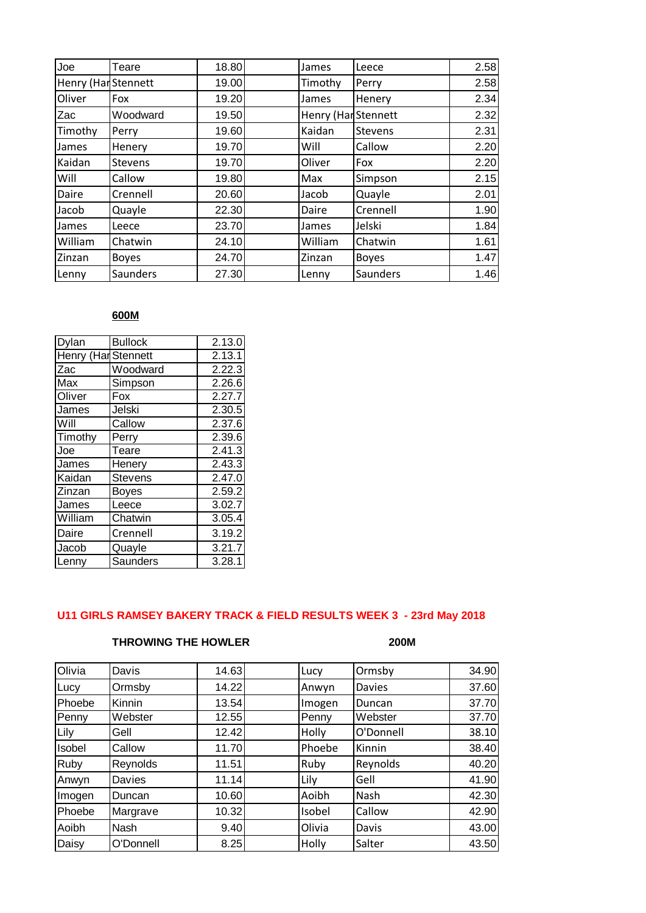| Joe | Teare | 18.80 | | James | Leece | 2.58 |
|---|---|---|---|---|---|---|
| Henry (Har | Stennett | 19.00 | | Timothy | Perry | 2.58 |
| Oliver | Fox | 19.20 | | James | Henery | 2.34 |
| Zac | Woodward | 19.50 | | Henry (Har | Stennett | 2.32 |
| Timothy | Perry | 19.60 | | Kaidan | Stevens | 2.31 |
| James | Henery | 19.70 | | Will | Callow | 2.20 |
| Kaidan | Stevens | 19.70 | | Oliver | Fox | 2.20 |
| Will | Callow | 19.80 | | Max | Simpson | 2.15 |
| Daire | Crennell | 20.60 | | Jacob | Quayle | 2.01 |
| Jacob | Quayle | 22.30 | | Daire | Crennell | 1.90 |
| James | Leece | 23.70 | | James | Jelski | 1.84 |
| William | Chatwin | 24.10 | | William | Chatwin | 1.61 |
| Zinzan | Boyes | 24.70 | | Zinzan | Boyes | 1.47 |
| Lenny | Saunders | 27.30 | | Lenny | Saunders | 1.46 |

**600M**

| Dylan | Bullock | 2.13.0 |
|---|---|---|
| Henry (Har | Stennett | 2.13.1 |
| Zac | Woodward | 2.22.3 |
| Max | Simpson | 2.26.6 |
| Oliver | Fox | 2.27.7 |
| James | Jelski | 2.30.5 |
| Will | Callow | 2.37.6 |
| Timothy | Perry | 2.39.6 |
| Joe | Teare | 2.41.3 |
| James | Henery | 2.43.3 |
| Kaidan | Stevens | 2.47.0 |
| Zinzan | Boyes | 2.59.2 |
| James | Leece | 3.02.7 |
| William | Chatwin | 3.05.4 |
| Daire | Crennell | 3.19.2 |
| Jacob | Quayle | 3.21.7 |
| Lenny | Saunders | 3.28.1 |

## U11 GIRLS RAMSEY BAKERY TRACK & FIELD RESULTS WEEK 3 - 23rd May 2018

**THROWING THE HOWLER** | **200M**

| Olivia | Davis | 14.63 | | Lucy | Ormsby | 34.90 |
|---|---|---|---|---|---|---|
| Lucy | Ormsby | 14.22 | | Anwyn | Davies | 37.60 |
| Phoebe | Kinnin | 13.54 | | Imogen | Duncan | 37.70 |
| Penny | Webster | 12.55 | | Penny | Webster | 37.70 |
| Lily | Gell | 12.42 | | Holly | O'Donnell | 38.10 |
| Isobel | Callow | 11.70 | | Phoebe | Kinnin | 38.40 |
| Ruby | Reynolds | 11.51 | | Ruby | Reynolds | 40.20 |
| Anwyn | Davies | 11.14 | | Lily | Gell | 41.90 |
| Imogen | Duncan | 10.60 | | Aoibh | Nash | 42.30 |
| Phoebe | Margrave | 10.32 | | Isobel | Callow | 42.90 |
| Aoibh | Nash | 9.40 | | Olivia | Davis | 43.00 |
| Daisy | O'Donnell | 8.25 | | Holly | Salter | 43.50 |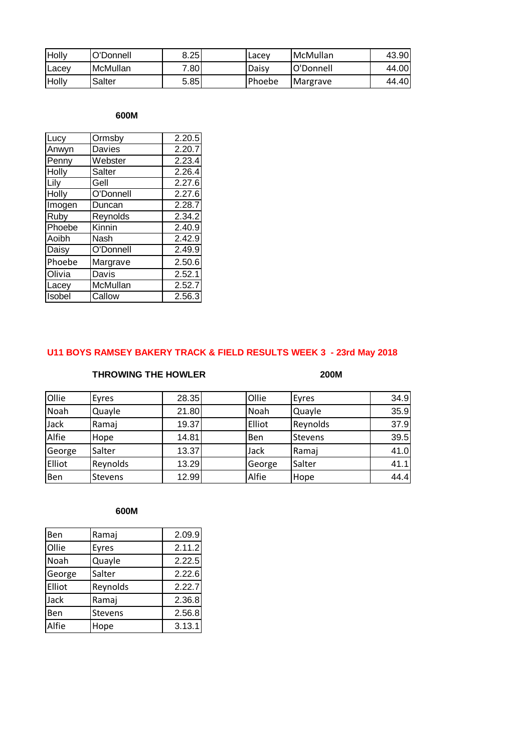| | | | | | |
|---|---|---|---|---|---|
| Holly | O'Donnell | 8.25 | Lacey | McMullan | 43.90 |
| Lacey | McMullan | 7.80 | Daisy | O'Donnell | 44.00 |
| Holly | Salter | 5.85 | Phoebe | Margrave | 44.40 |

**600M**

| | | |
|---|---|---|
| Lucy | Ormsby | 2.20.5 |
| Anwyn | Davies | 2.20.7 |
| Penny | Webster | 2.23.4 |
| Holly | Salter | 2.26.4 |
| Lily | Gell | 2.27.6 |
| Holly | O'Donnell | 2.27.6 |
| Imogen | Duncan | 2.28.7 |
| Ruby | Reynolds | 2.34.2 |
| Phoebe | Kinnin | 2.40.9 |
| Aoibh | Nash | 2.42.9 |
| Daisy | O'Donnell | 2.49.9 |
| Phoebe | Margrave | 2.50.6 |
| Olivia | Davis | 2.52.1 |
| Lacey | McMullan | 2.52.7 |
| Isobel | Callow | 2.56.3 |

## U11 BOYS RAMSEY BAKERY TRACK & FIELD RESULTS WEEK 3 - 23rd May 2018

**THROWING THE HOWLER** / **200M**

| | | | | | |
|---|---|---|---|---|---|
| Ollie | Eyres | 28.35 | Ollie | Eyres | 34.9 |
| Noah | Quayle | 21.80 | Noah | Quayle | 35.9 |
| Jack | Ramaj | 19.37 | Elliot | Reynolds | 37.9 |
| Alfie | Hope | 14.81 | Ben | Stevens | 39.5 |
| George | Salter | 13.37 | Jack | Ramaj | 41.0 |
| Elliot | Reynolds | 13.29 | George | Salter | 41.1 |
| Ben | Stevens | 12.99 | Alfie | Hope | 44.4 |

**600M**

| | | |
|---|---|---|
| Ben | Ramaj | 2.09.9 |
| Ollie | Eyres | 2.11.2 |
| Noah | Quayle | 2.22.5 |
| George | Salter | 2.22.6 |
| Elliot | Reynolds | 2.22.7 |
| Jack | Ramaj | 2.36.8 |
| Ben | Stevens | 2.56.8 |
| Alfie | Hope | 3.13.1 |